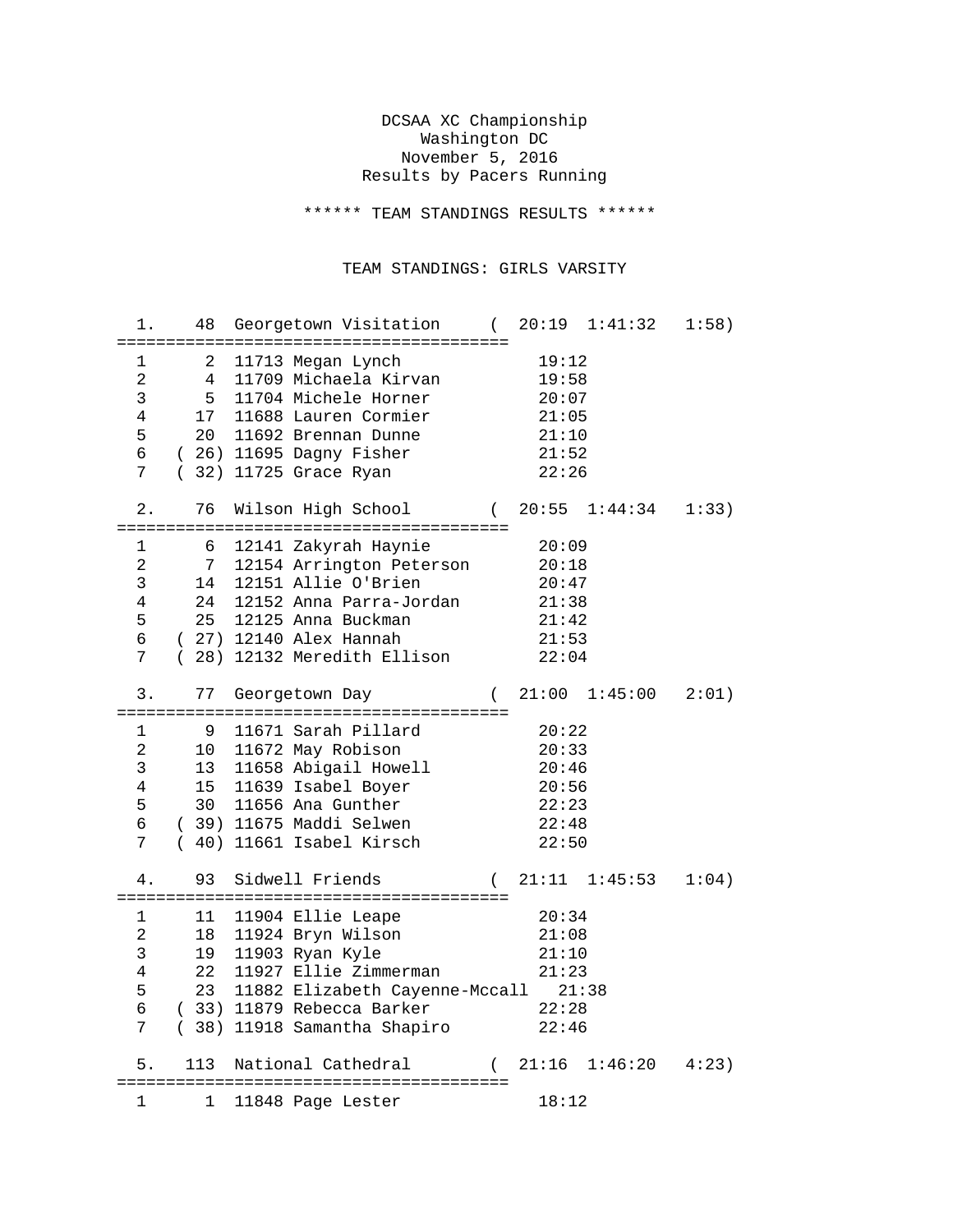DCSAA XC Championship
Washington DC
November 5, 2016
Results by Pacers Running

****** TEAM STANDINGS RESULTS ******

TEAM STANDINGS: GIRLS VARSITY

```
  1.    48  Georgetown Visitation     (  20:19  1:41:32   1:58)
========================================
  1      2  11713 Megan Lynch            19:12
  2      4  11709 Michaela Kirvan        19:58
  3      5  11704 Michele Horner         20:07
  4     17  11688 Lauren Cormier         21:05
  5     20  11692 Brennan Dunne          21:10
  6   ( 26) 11695 Dagny Fisher           21:52
  7   ( 32) 11725 Grace Ryan             22:26

  2.    76  Wilson High School        (  20:55  1:44:34   1:33)
========================================
  1      6  12141 Zakyrah Haynie         20:09
  2      7  12154 Arrington Peterson     20:18
  3     14  12151 Allie O'Brien          20:47
  4     24  12152 Anna Parra-Jordan      21:38
  5     25  12125 Anna Buckman           21:42
  6   ( 27) 12140 Alex Hannah            21:53
  7   ( 28) 12132 Meredith Ellison       22:04

  3.    77  Georgetown Day            (  21:00  1:45:00   2:01)
========================================
  1      9  11671 Sarah Pillard          20:22
  2     10  11672 May Robison            20:33
  3     13  11658 Abigail Howell         20:46
  4     15  11639 Isabel Boyer           20:56
  5     30  11656 Ana Gunther            22:23
  6   ( 39) 11675 Maddi Selwen           22:48
  7   ( 40) 11661 Isabel Kirsch          22:50

  4.    93  Sidwell Friends           (  21:11  1:45:53   1:04)
========================================
  1     11  11904 Ellie Leape            20:34
  2     18  11924 Bryn Wilson            21:08
  3     19  11903 Ryan Kyle              21:10
  4     22  11927 Ellie Zimmerman        21:23
  5     23  11882 Elizabeth Cayenne-Mccall   21:38
  6   ( 33) 11879 Rebecca Barker         22:28
  7   ( 38) 11918 Samantha Shapiro       22:46

  5.   113  National Cathedral        (  21:16  1:46:20   4:23)
========================================
  1      1  11848 Page Lester            18:12
```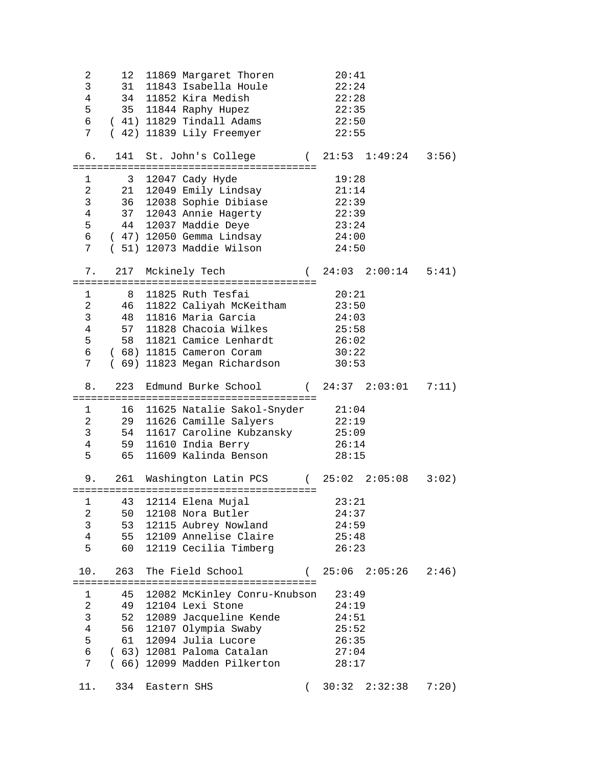```
  2     12  11869 Margaret Thoren          20:41
  3     31  11843 Isabella Houle           22:24
  4     34  11852 Kira Medish              22:28
  5     35  11844 Raphy Hupez              22:35
  6   ( 41) 11829 Tindall Adams            22:50
  7   ( 42) 11839 Lily Freemyer            22:55

  6.   141  St. John's College       (  21:53  1:49:24   3:56)
========================================
  1      3  12047 Cady Hyde                19:28
  2     21  12049 Emily Lindsay            21:14
  3     36  12038 Sophie Dibiase           22:39
  4     37  12043 Annie Hagerty            22:39
  5     44  12037 Maddie Deye              23:24
  6   ( 47) 12050 Gemma Lindsay            24:00
  7   ( 51) 12073 Maddie Wilson            24:50

  7.   217  Mckinely Tech            (  24:03  2:00:14   5:41)
========================================
  1      8  11825 Ruth Tesfai              20:21
  2     46  11822 Caliyah McKeitham        23:50
  3     48  11816 Maria Garcia             24:03
  4     57  11828 Chacoia Wilkes           25:58
  5     58  11821 Camice Lenhardt          26:02
  6   ( 68) 11815 Cameron Coram            30:22
  7   ( 69) 11823 Megan Richardson         30:53

  8.   223  Edmund Burke School      (  24:37  2:03:01   7:11)
========================================
  1     16  11625 Natalie Sakol-Snyder     21:04
  2     29  11626 Camille Salyers          22:19
  3     54  11617 Caroline Kubzansky       25:09
  4     59  11610 India Berry              26:14
  5     65  11609 Kalinda Benson           28:15

  9.   261  Washington Latin PCS     (  25:02  2:05:08   3:02)
========================================
  1     43  12114 Elena Mujal              23:21
  2     50  12108 Nora Butler              24:37
  3     53  12115 Aubrey Nowland           24:59
  4     55  12109 Annelise Claire          25:48
  5     60  12119 Cecilia Timberg          26:23

 10.   263  The Field School         (  25:06  2:05:26   2:46)
========================================
  1     45  12082 McKinley Conru-Knubson   23:49
  2     49  12104 Lexi Stone               24:19
  3     52  12089 Jacqueline Kende         24:51
  4     56  12107 Olympia Swaby            25:52
  5     61  12094 Julia Lucore             26:35
  6   ( 63) 12081 Paloma Catalan           27:04
  7   ( 66) 12099 Madden Pilkerton         28:17

 11.   334  Eastern SHS              (  30:32  2:32:38   7:20)
```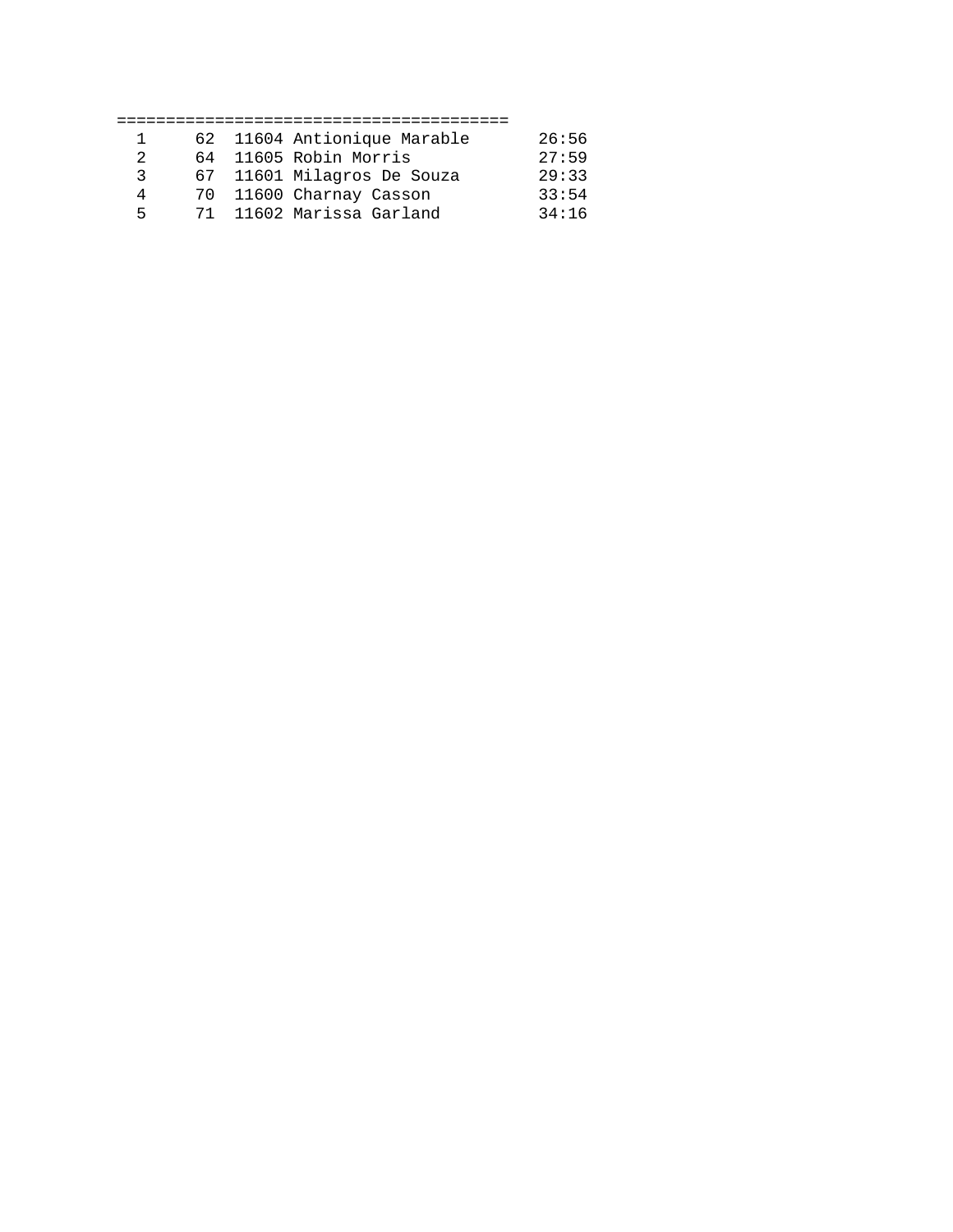| | | | | |
|---|---|---|---|---|
| 1 | 62 | 11604 | Antionique Marable | 26:56 |
| 2 | 64 | 11605 | Robin Morris | 27:59 |
| 3 | 67 | 11601 | Milagros De Souza | 29:33 |
| 4 | 70 | 11600 | Charnay Casson | 33:54 |
| 5 | 71 | 11602 | Marissa Garland | 34:16 |